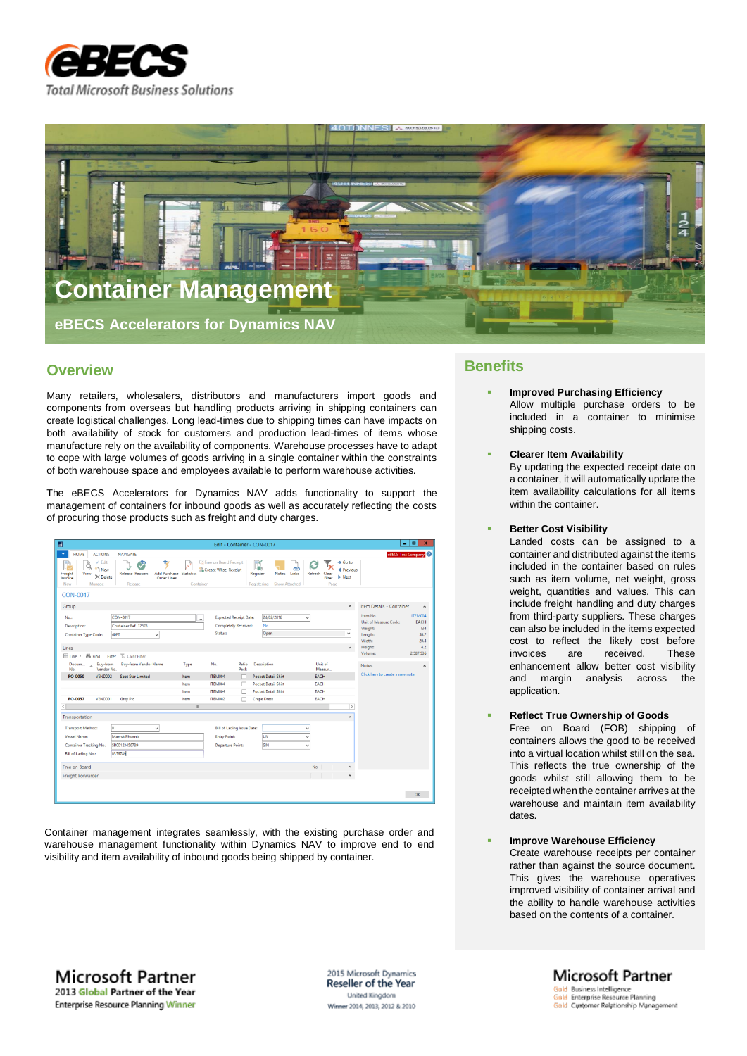eBECS
Total Microsoft Business Solutions

# Container Management

## eBECS Accelerators for Dynamics NAV

## Overview

Many retailers, wholesalers, distributors and manufacturers import goods and components from overseas but handling products arriving in shipping containers can create logistical challenges. Long lead-times due to shipping times can have impacts on both availability of stock for customers and production lead-times of items whose manufacture rely on the availability of components. Warehouse processes have to adapt to cope with large volumes of goods arriving in a single container within the constraints of both warehouse space and employees available to perform warehouse activities.

The eBECS Accelerators for Dynamics NAV adds functionality to support the management of containers for inbound goods as well as accurately reflecting the costs of procuring those products such as freight and duty charges.

Container management integrates seamlessly, with the existing purchase order and warehouse management functionality within Dynamics NAV to improve end to end visibility and item availability of inbound goods being shipped by container.

## Benefits

- **Improved Purchasing Efficiency**
  Allow multiple purchase orders to be included in a container to minimise shipping costs.

- **Clearer Item Availability**
  By updating the expected receipt date on a container, it will automatically update the item availability calculations for all items within the container.

- **Better Cost Visibility**
  Landed costs can be assigned to a container and distributed against the items included in the container based on rules such as item volume, net weight, gross weight, quantities and values. This can include freight handling and duty charges from third-party suppliers. These charges can also be included in the items expected cost to reflect the likely cost before invoices are received. These enhancement allow better cost visibility and margin analysis across the application.

- **Reflect True Ownership of Goods**
  Free on Board (FOB) shipping of containers allows the good to be received into a virtual location whilst still on the sea. This reflects the true ownership of the goods whilst still allowing them to be receipted when the container arrives at the warehouse and maintain item availability dates.

- **Improve Warehouse Efficiency**
  Create warehouse receipts per container rather than against the source document. This gives the warehouse operatives improved visibility of container arrival and the ability to handle warehouse activities based on the contents of a container.

Microsoft Partner
2013 Global Partner of the Year
Enterprise Resource Planning Winner

2015 Microsoft Dynamics
Reseller of the Year
United Kingdom
Winner 2014, 2013, 2012 & 2010

Microsoft Partner
Gold Business Intelligence
Gold Enterprise Resource Planning
Gold Customer Relationship Management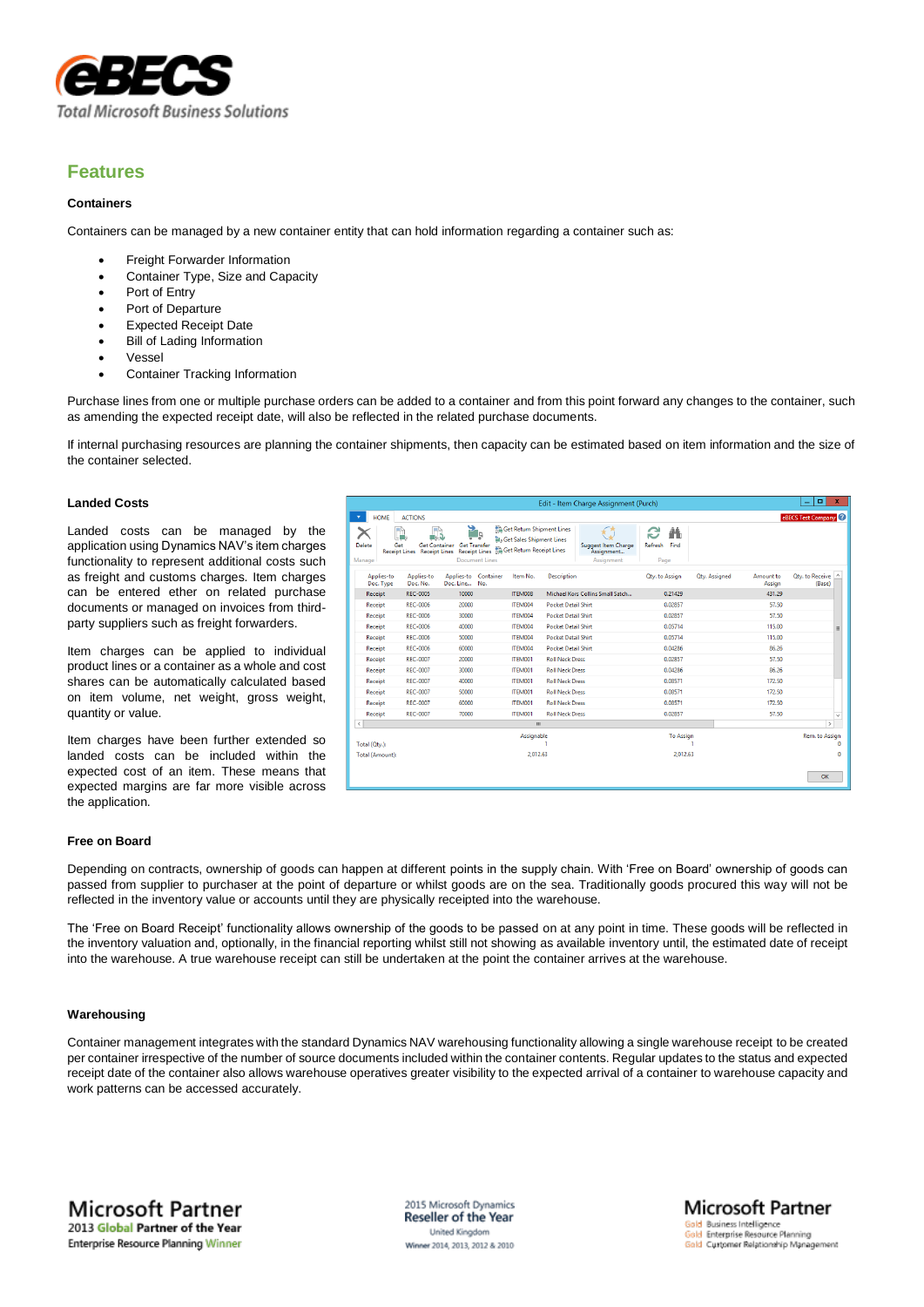## Features

### Containers

Containers can be managed by a new container entity that can hold information regarding a container such as:

- Freight Forwarder Information
- Container Type, Size and Capacity
- Port of Entry
- Port of Departure
- Expected Receipt Date
- Bill of Lading Information
- Vessel
- Container Tracking Information

Purchase lines from one or multiple purchase orders can be added to a container and from this point forward any changes to the container, such as amending the expected receipt date, will also be reflected in the related purchase documents.

If internal purchasing resources are planning the container shipments, then capacity can be estimated based on item information and the size of the container selected.

### Landed Costs

Landed costs can be managed by the application using Dynamics NAV's item charges functionality to represent additional costs such as freight and customs charges. Item charges can be entered ether on related purchase documents or managed on invoices from third-party suppliers such as freight forwarders.

Item charges can be applied to individual product lines or a container as a whole and cost shares can be automatically calculated based on item volume, net weight, gross weight, quantity or value.

Item charges have been further extended so landed costs can be included within the expected cost of an item. These means that expected margins are far more visible across the application.

### Free on Board

Depending on contracts, ownership of goods can happen at different points in the supply chain. With 'Free on Board' ownership of goods can passed from supplier to purchaser at the point of departure or whilst goods are on the sea. Traditionally goods procured this way will not be reflected in the inventory value or accounts until they are physically receipted into the warehouse.

The 'Free on Board Receipt' functionality allows ownership of the goods to be passed on at any point in time. These goods will be reflected in the inventory valuation and, optionally, in the financial reporting whilst still not showing as available inventory until, the estimated date of receipt into the warehouse. A true warehouse receipt can still be undertaken at the point the container arrives at the warehouse.

### Warehousing

Container management integrates with the standard Dynamics NAV warehousing functionality allowing a single warehouse receipt to be created per container irrespective of the number of source documents included within the container contents. Regular updates to the status and expected receipt date of the container also allows warehouse operatives greater visibility to the expected arrival of a container to warehouse capacity and work patterns can be accessed accurately.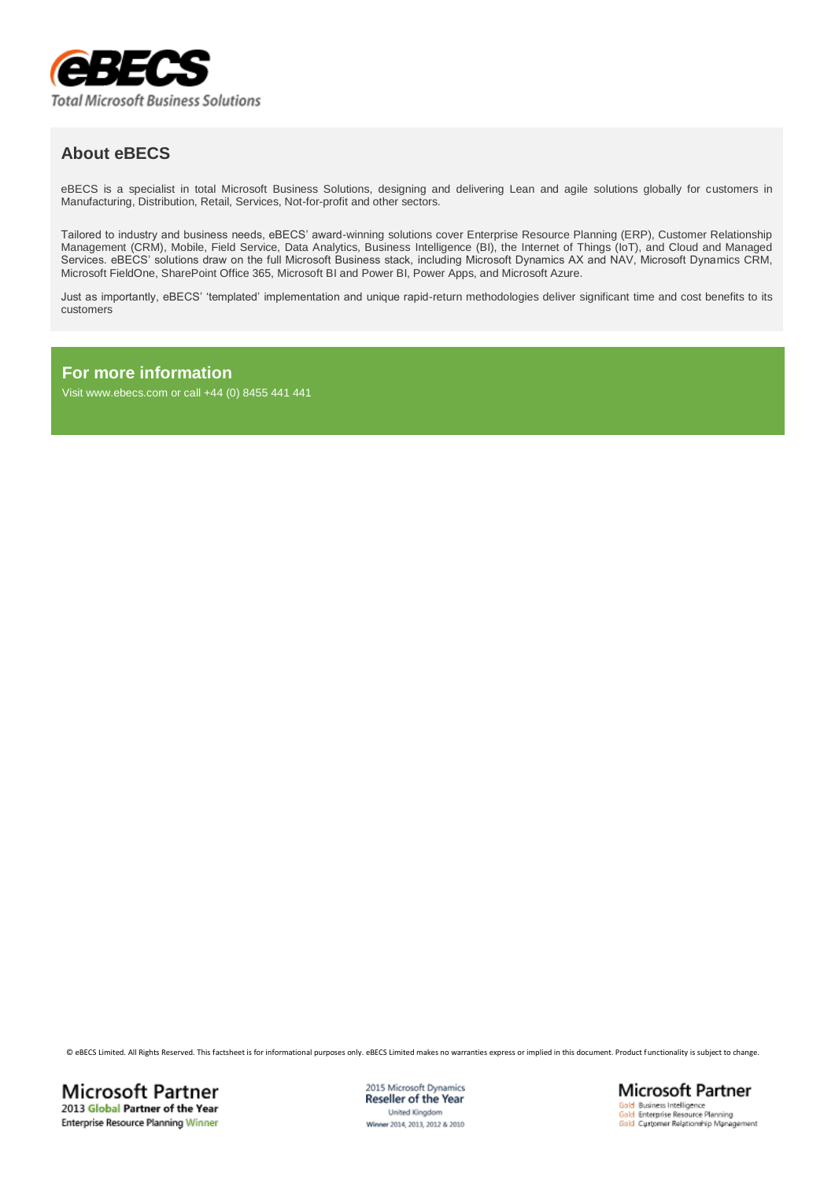eBECS

Total Microsoft Business Solutions

## About eBECS

eBECS is a specialist in total Microsoft Business Solutions, designing and delivering Lean and agile solutions globally for customers in Manufacturing, Distribution, Retail, Services, Not-for-profit and other sectors.

Tailored to industry and business needs, eBECS' award-winning solutions cover Enterprise Resource Planning (ERP), Customer Relationship Management (CRM), Mobile, Field Service, Data Analytics, Business Intelligence (BI), the Internet of Things (IoT), and Cloud and Managed Services. eBECS' solutions draw on the full Microsoft Business stack, including Microsoft Dynamics AX and NAV, Microsoft Dynamics CRM, Microsoft FieldOne, SharePoint Office 365, Microsoft BI and Power BI, Power Apps, and Microsoft Azure.

Just as importantly, eBECS' 'templated' implementation and unique rapid-return methodologies deliver significant time and cost benefits to its customers

## For more information

Visit www.ebecs.com or call +44 (0) 8455 441 441

© eBECS Limited. All Rights Reserved. This factsheet is for informational purposes only. eBECS Limited makes no warranties express or implied in this document. Product functionality is subject to change.

Microsoft Partner
2013 Global Partner of the Year
Enterprise Resource Planning Winner

2015 Microsoft Dynamics
Reseller of the Year
United Kingdom
Winner 2014, 2013, 2012 & 2010

Microsoft Partner
Gold Business Intelligence
Gold Enterprise Resource Planning
Gold Customer Relationship Management